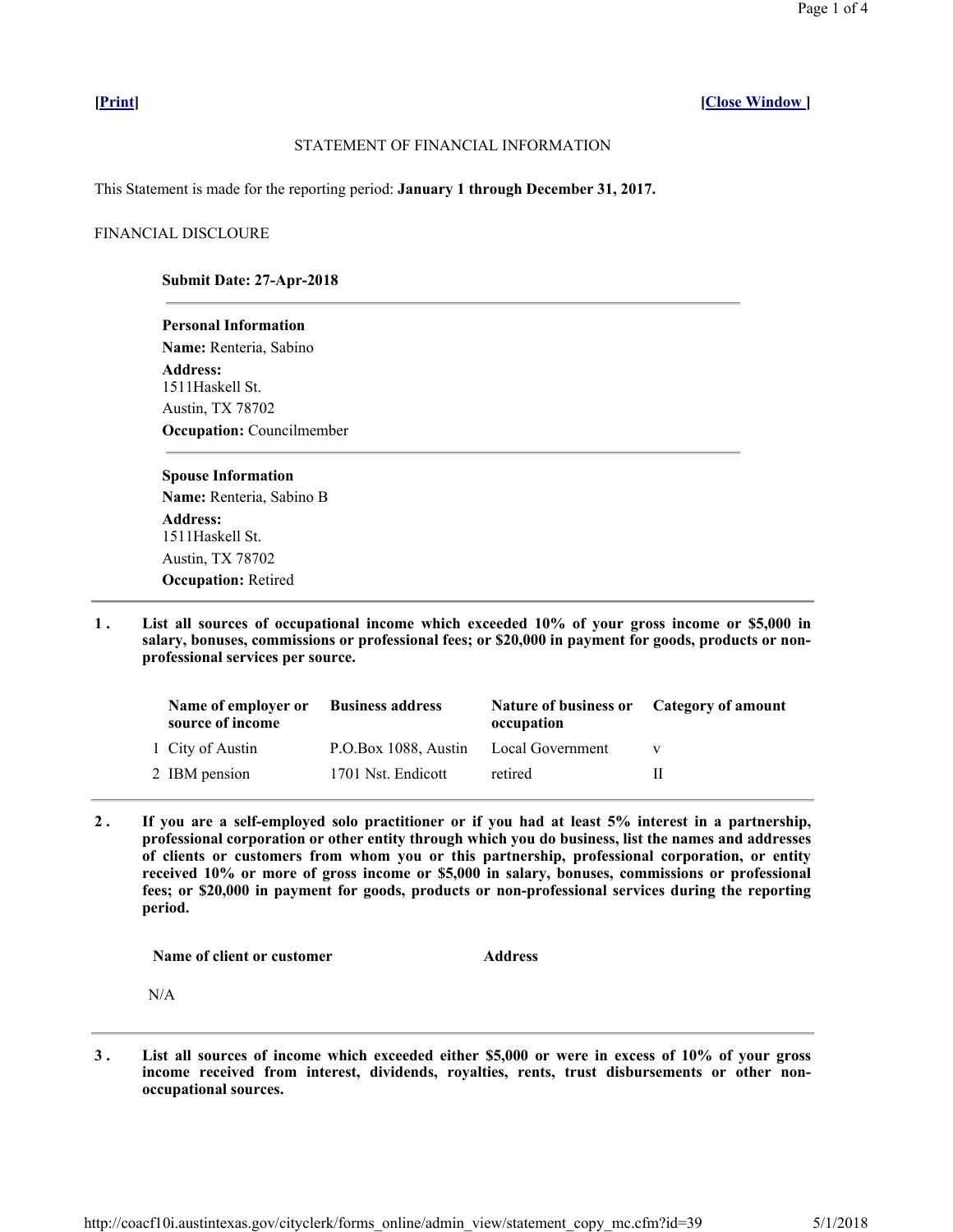[Print] [Close Window ]

# STATEMENT OF FINANCIAL INFORMATION

This Statement is made for the reporting period: **January 1 through December 31, 2017.**

FINANCIAL DISCLOURE

**Submit Date: 27-Apr-2018**

---

**Personal Information**
**Name:** Renteria, Sabino
**Address:**
1511Haskell St.
Austin, TX 78702
**Occupation:** Councilmember

---

**Spouse Information**
**Name:** Renteria, Sabino B
**Address:**
1511Haskell St.
Austin, TX 78702
**Occupation:** Retired

---

**1 . List all sources of occupational income which exceeded 10% of your gross income or $5,000 in salary, bonuses, commissions or professional fees; or $20,000 in payment for goods, products or non-professional services per source.**

| | Name of employer or source of income | Business address | Nature of business or occupation | Category of amount |
|---|---|---|---|---|
| 1 | City of Austin | P.O.Box 1088, Austin | Local Government | v |
| 2 | IBM pension | 1701 Nst. Endicott | retired | II |

---

**2 . If you are a self-employed solo practitioner or if you had at least 5% interest in a partnership, professional corporation or other entity through which you do business, list the names and addresses of clients or customers from whom you or this partnership, professional corporation, or entity received 10% or more of gross income or $5,000 in salary, bonuses, commissions or professional fees; or $20,000 in payment for goods, products or non-professional services during the reporting period.**

| Name of client or customer | Address |
|---|---|
| N/A | |

---

**3 . List all sources of income which exceeded either $5,000 or were in excess of 10% of your gross income received from interest, dividends, royalties, rents, trust disbursements or other non-occupational sources.**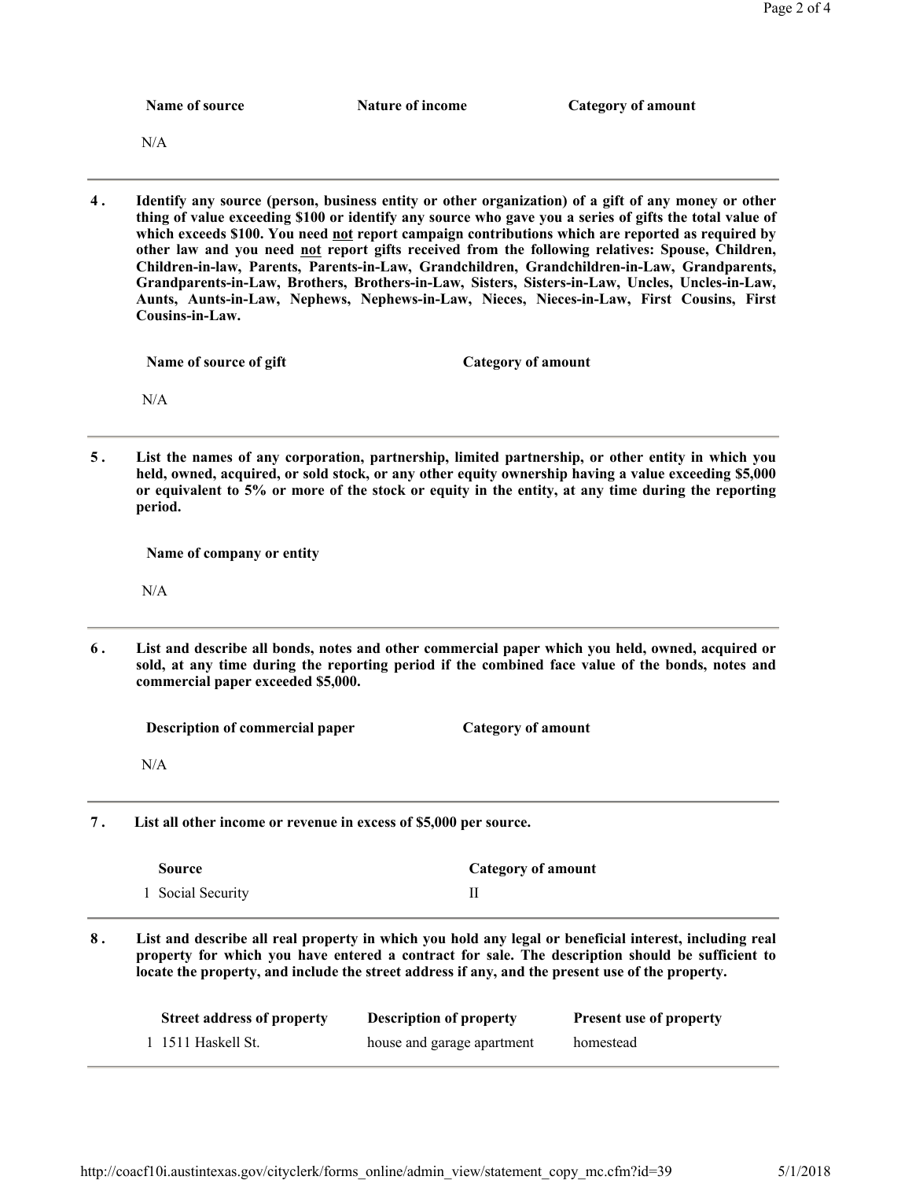| Name of source | Nature of income | Category of amount |
| --- | --- | --- |
| N/A | | |

**4. Identify any source (person, business entity or other organization) of a gift of any money or other thing of value exceeding $100 or identify any source who gave you a series of gifts the total value of which exceeds $100. You need not report campaign contributions which are reported as required by other law and you need not report gifts received from the following relatives: Spouse, Children, Children-in-law, Parents, Parents-in-Law, Grandchildren, Grandchildren-in-Law, Grandparents, Grandparents-in-Law, Brothers, Brothers-in-Law, Sisters, Sisters-in-Law, Uncles, Uncles-in-Law, Aunts, Aunts-in-Law, Nephews, Nephews-in-Law, Nieces, Nieces-in-Law, First Cousins, First Cousins-in-Law.**

| Name of source of gift | Category of amount |
| --- | --- |
| N/A | |

**5. List the names of any corporation, partnership, limited partnership, or other entity in which you held, owned, acquired, or sold stock, or any other equity ownership having a value exceeding $5,000 or equivalent to 5% or more of the stock or equity in the entity, at any time during the reporting period.**

| Name of company or entity |
| --- |
| N/A |

**6. List and describe all bonds, notes and other commercial paper which you held, owned, acquired or sold, at any time during the reporting period if the combined face value of the bonds, notes and commercial paper exceeded $5,000.**

| Description of commercial paper | Category of amount |
| --- | --- |
| N/A | |

**7. List all other income or revenue in excess of $5,000 per source.**

| | Source | Category of amount |
| --- | --- | --- |
| 1 | Social Security | II |

**8. List and describe all real property in which you hold any legal or beneficial interest, including real property for which you have entered a contract for sale. The description should be sufficient to locate the property, and include the street address if any, and the present use of the property.**

| | Street address of property | Description of property | Present use of property |
| --- | --- | --- | --- |
| 1 | 1511 Haskell St. | house and garage apartment | homestead |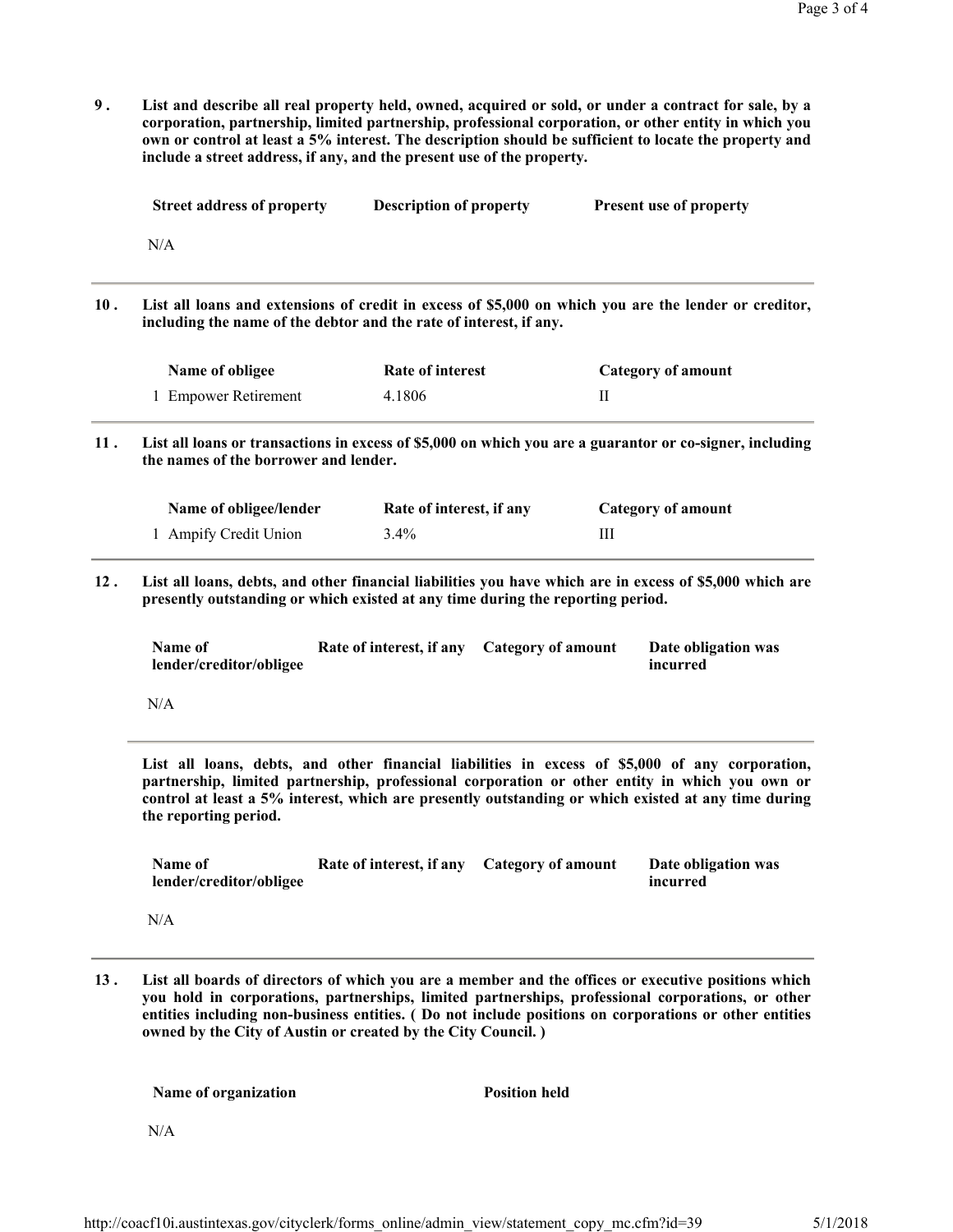**9 . List and describe all real property held, owned, acquired or sold, or under a contract for sale, by a corporation, partnership, limited partnership, professional corporation, or other entity in which you own or control at least a 5% interest. The description should be sufficient to locate the property and include a street address, if any, and the present use of the property.**

| Street address of property | Description of property | Present use of property |
|---|---|---|
| N/A | | |

**10 . List all loans and extensions of credit in excess of $5,000 on which you are the lender or creditor, including the name of the debtor and the rate of interest, if any.**

| | Name of obligee | Rate of interest | Category of amount |
|---|---|---|---|
| 1 | Empower Retirement | 4.1806 | II |

**11 . List all loans or transactions in excess of $5,000 on which you are a guarantor or co-signer, including the names of the borrower and lender.**

| | Name of obligee/lender | Rate of interest, if any | Category of amount |
|---|---|---|---|
| 1 | Ampify Credit Union | 3.4% | III |

**12 . List all loans, debts, and other financial liabilities you have which are in excess of $5,000 which are presently outstanding or which existed at any time during the reporting period.**

| Name of lender/creditor/obligee | Rate of interest, if any | Category of amount | Date obligation was incurred |
|---|---|---|---|
| N/A | | | |

**List all loans, debts, and other financial liabilities in excess of $5,000 of any corporation, partnership, limited partnership, professional corporation or other entity in which you own or control at least a 5% interest, which are presently outstanding or which existed at any time during the reporting period.**

| Name of lender/creditor/obligee | Rate of interest, if any | Category of amount | Date obligation was incurred |
|---|---|---|---|
| N/A | | | |

**13 . List all boards of directors of which you are a member and the offices or executive positions which you hold in corporations, partnerships, limited partnerships, professional corporations, or other entities including non-business entities. ( Do not include positions on corporations or other entities owned by the City of Austin or created by the City Council. )**

| Name of organization | Position held |
|---|---|
| N/A | |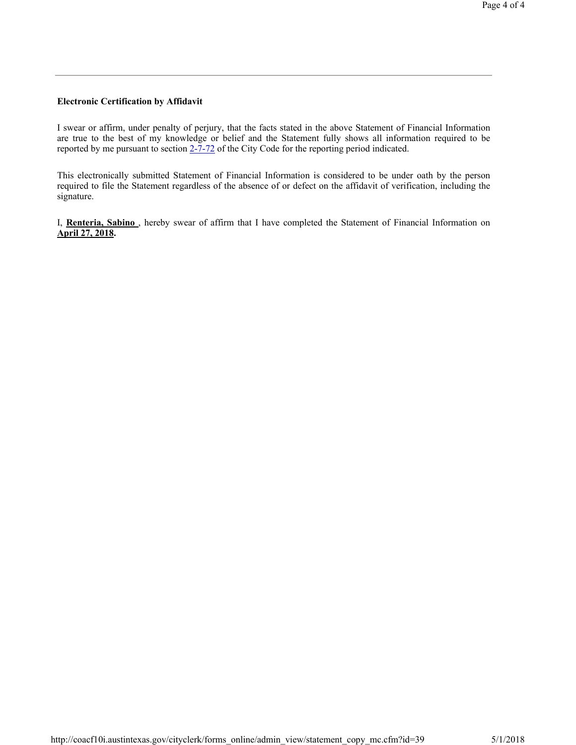**Electronic Certification by Affidavit**

I swear or affirm, under penalty of perjury, that the facts stated in the above Statement of Financial Information are true to the best of my knowledge or belief and the Statement fully shows all information required to be reported by me pursuant to section 2-7-72 of the City Code for the reporting period indicated.

This electronically submitted Statement of Financial Information is considered to be under oath by the person required to file the Statement regardless of the absence of or defect on the affidavit of verification, including the signature.

I, **Renteria, Sabino** , hereby swear of affirm that I have completed the Statement of Financial Information on **April 27, 2018.**